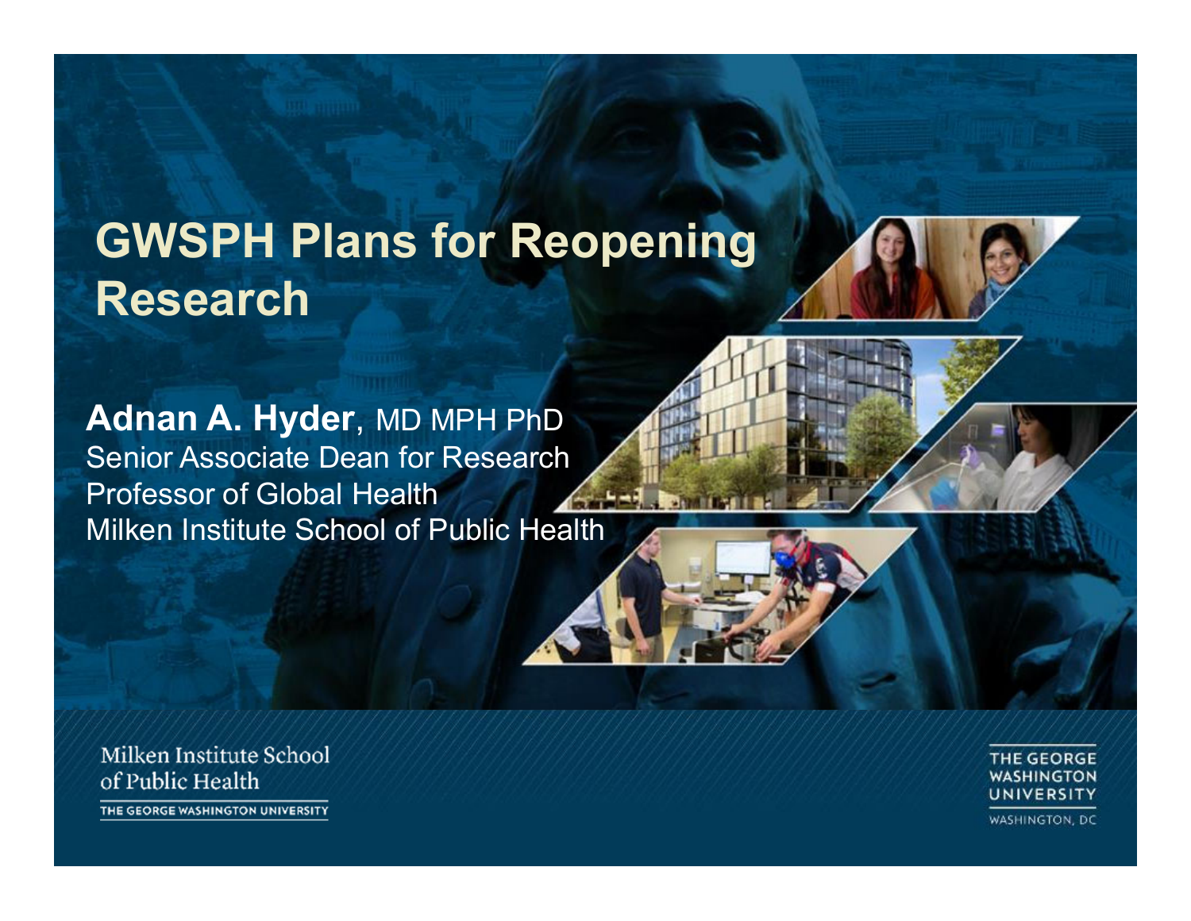# GWSPH Plans for Reopening Research

**Adnan A. Hyder**, MD MPH PhD
Senior Associate Dean for Research
Professor of Global Health
Milken Institute School of Public Health

Milken Institute School of Public Health
THE GEORGE WASHINGTON UNIVERSITY

THE GEORGE WASHINGTON UNIVERSITY
WASHINGTON, DC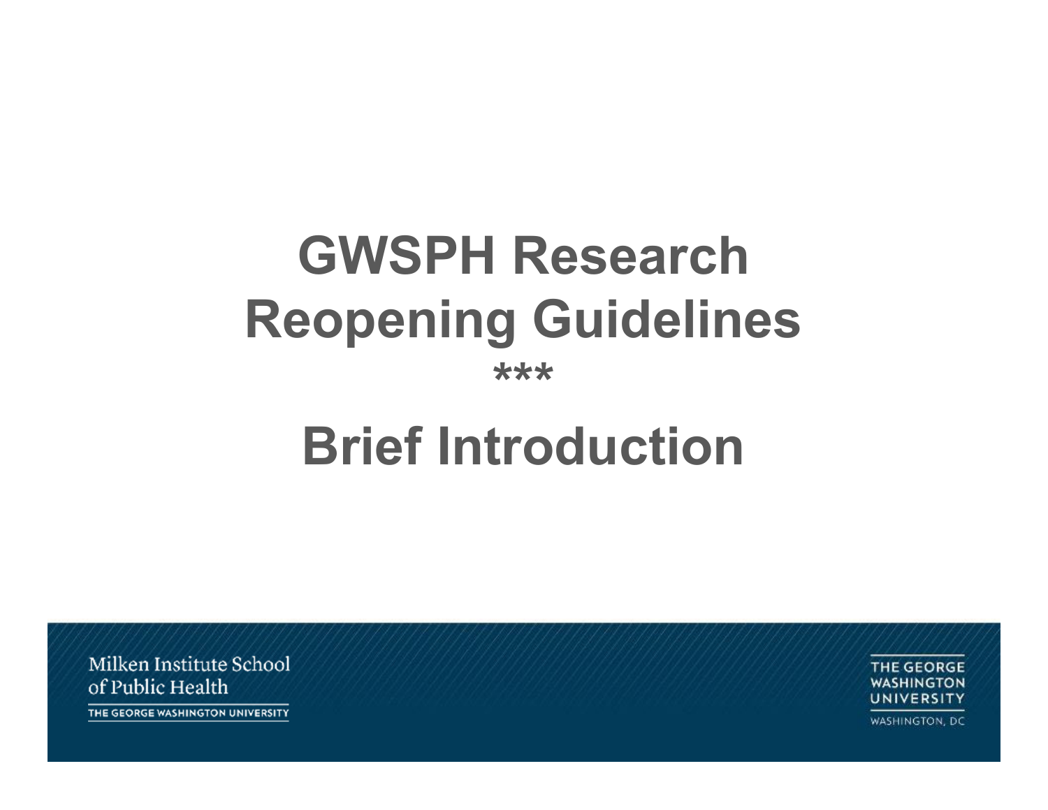# GWSPH Research Reopening Guidelines

***

# Brief Introduction

Milken Institute School of Public Health

THE GEORGE WASHINGTON UNIVERSITY

THE GEORGE WASHINGTON UNIVERSITY

WASHINGTON, DC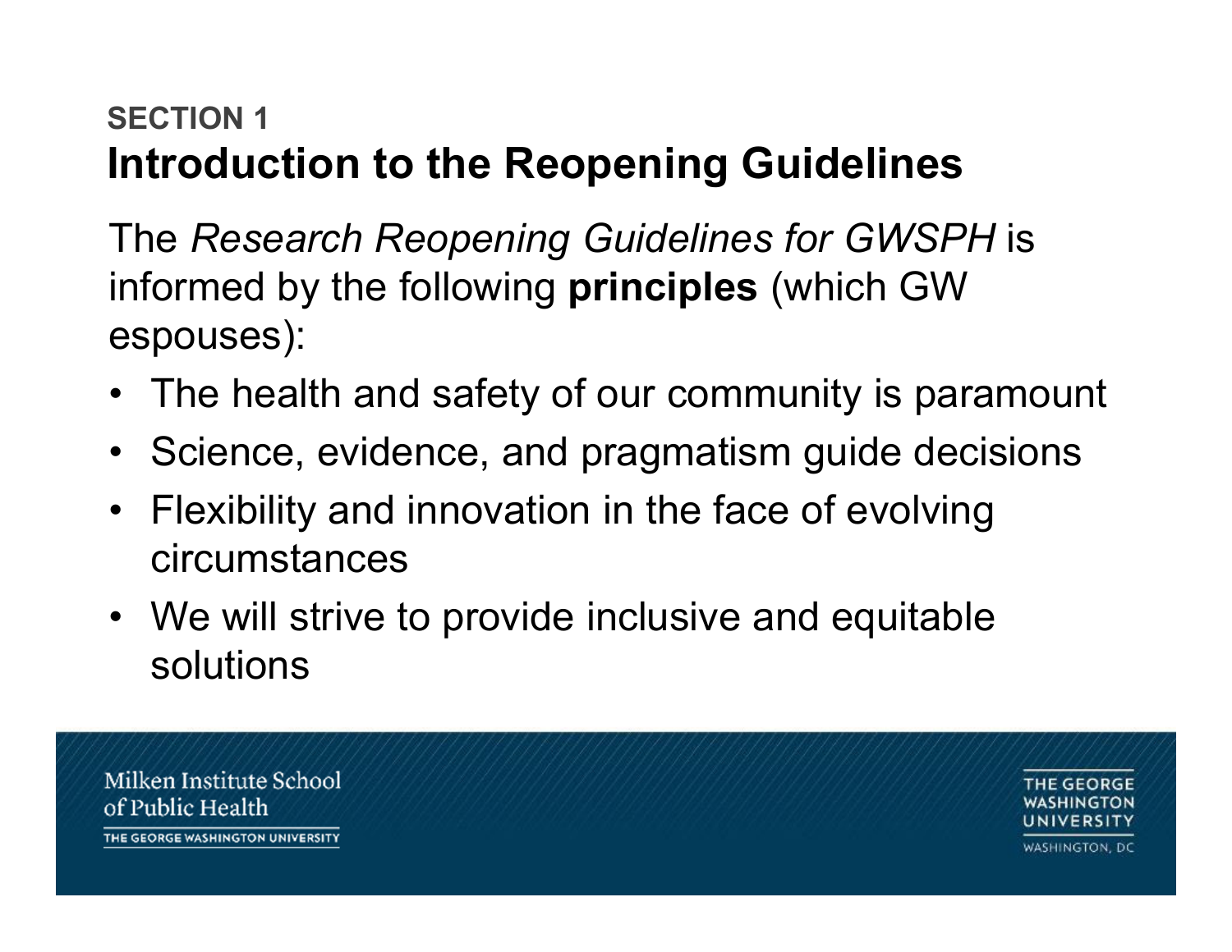SECTION 1

## Introduction to the Reopening Guidelines

The *Research Reopening Guidelines for GWSPH* is informed by the following **principles** (which GW espouses):

- The health and safety of our community is paramount
- Science, evidence, and pragmatism guide decisions
- Flexibility and innovation in the face of evolving circumstances
- We will strive to provide inclusive and equitable solutions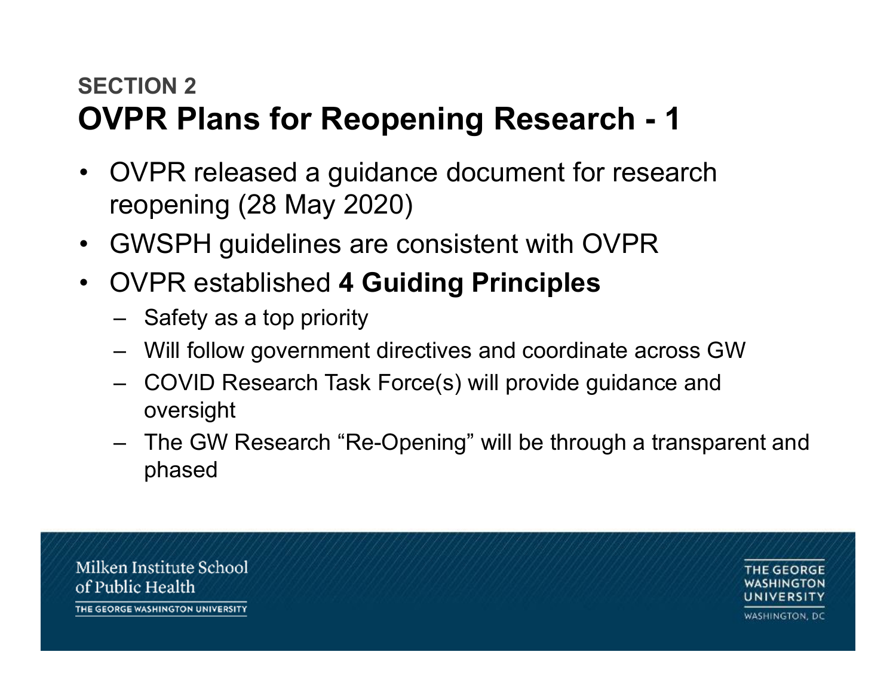SECTION 2

# OVPR Plans for Reopening Research - 1

- OVPR released a guidance document for research reopening (28 May 2020)
- GWSPH guidelines are consistent with OVPR
- OVPR established **4 Guiding Principles**
  - Safety as a top priority
  - Will follow government directives and coordinate across GW
  - COVID Research Task Force(s) will provide guidance and oversight
  - The GW Research "Re-Opening" will be through a transparent and phased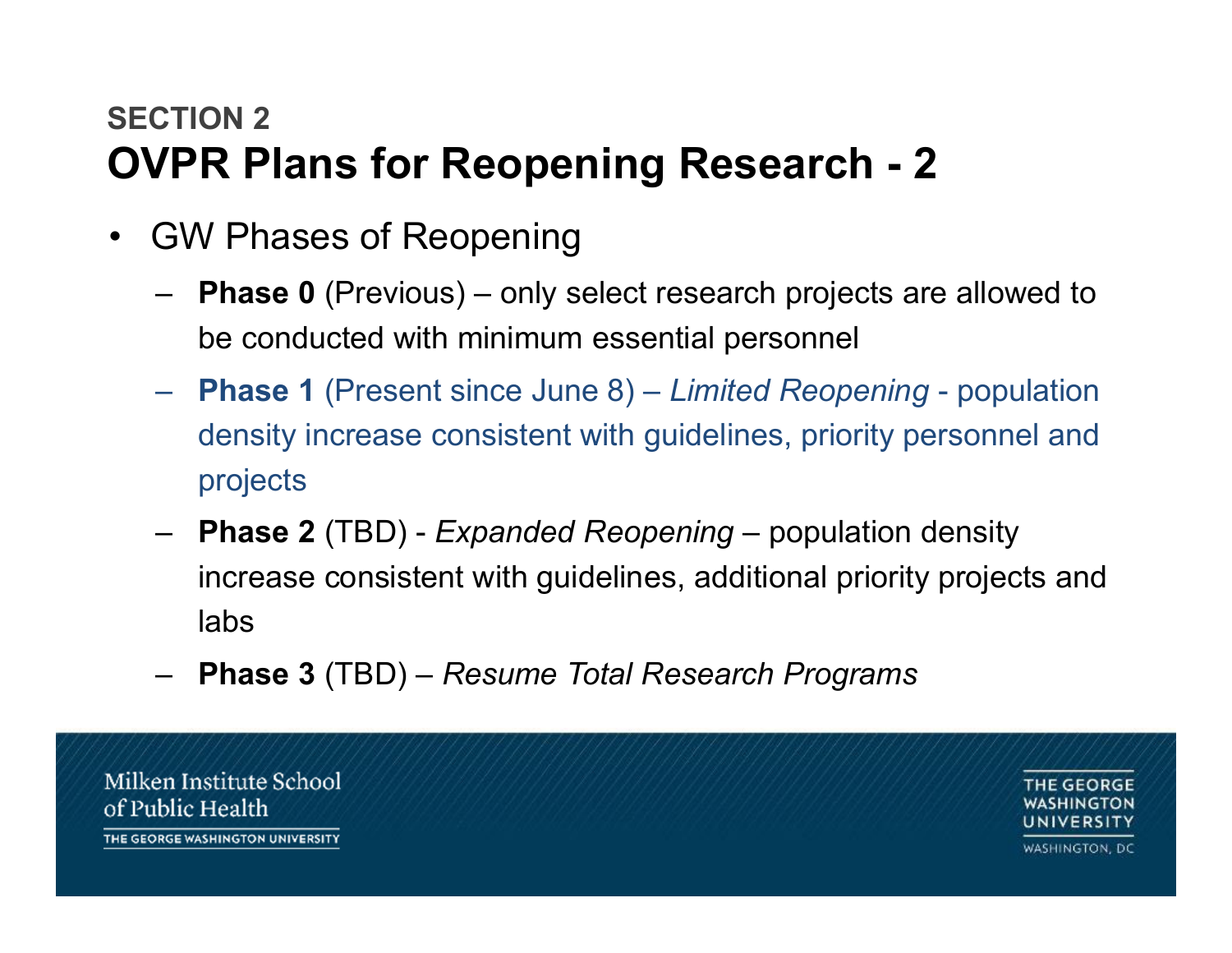**SECTION 2**

# OVPR Plans for Reopening Research - 2

- GW Phases of Reopening
  - **Phase 0** (Previous) – only select research projects are allowed to be conducted with minimum essential personnel
  - **Phase 1** (Present since June 8) – *Limited Reopening* - population density increase consistent with guidelines, priority personnel and projects
  - **Phase 2** (TBD) - *Expanded Reopening* – population density increase consistent with guidelines, additional priority projects and labs
  - **Phase 3** (TBD) – *Resume Total Research Programs*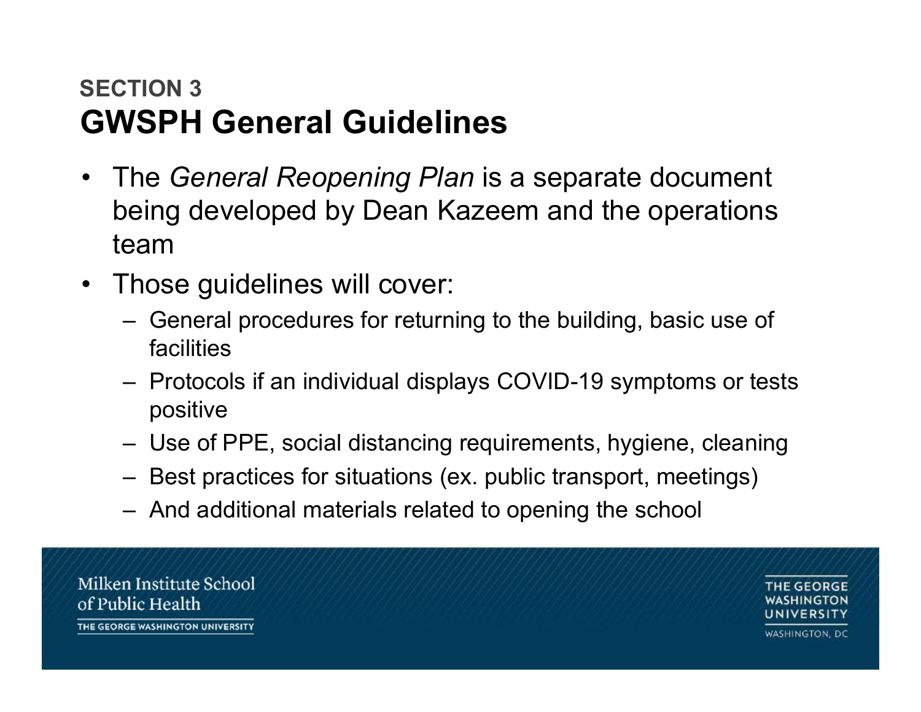## SECTION 3

# GWSPH General Guidelines

- The *General Reopening Plan* is a separate document being developed by Dean Kazeem and the operations team
- Those guidelines will cover:
  - General procedures for returning to the building, basic use of facilities
  - Protocols if an individual displays COVID-19 symptoms or tests positive
  - Use of PPE, social distancing requirements, hygiene, cleaning
  - Best practices for situations (ex. public transport, meetings)
  - And additional materials related to opening the school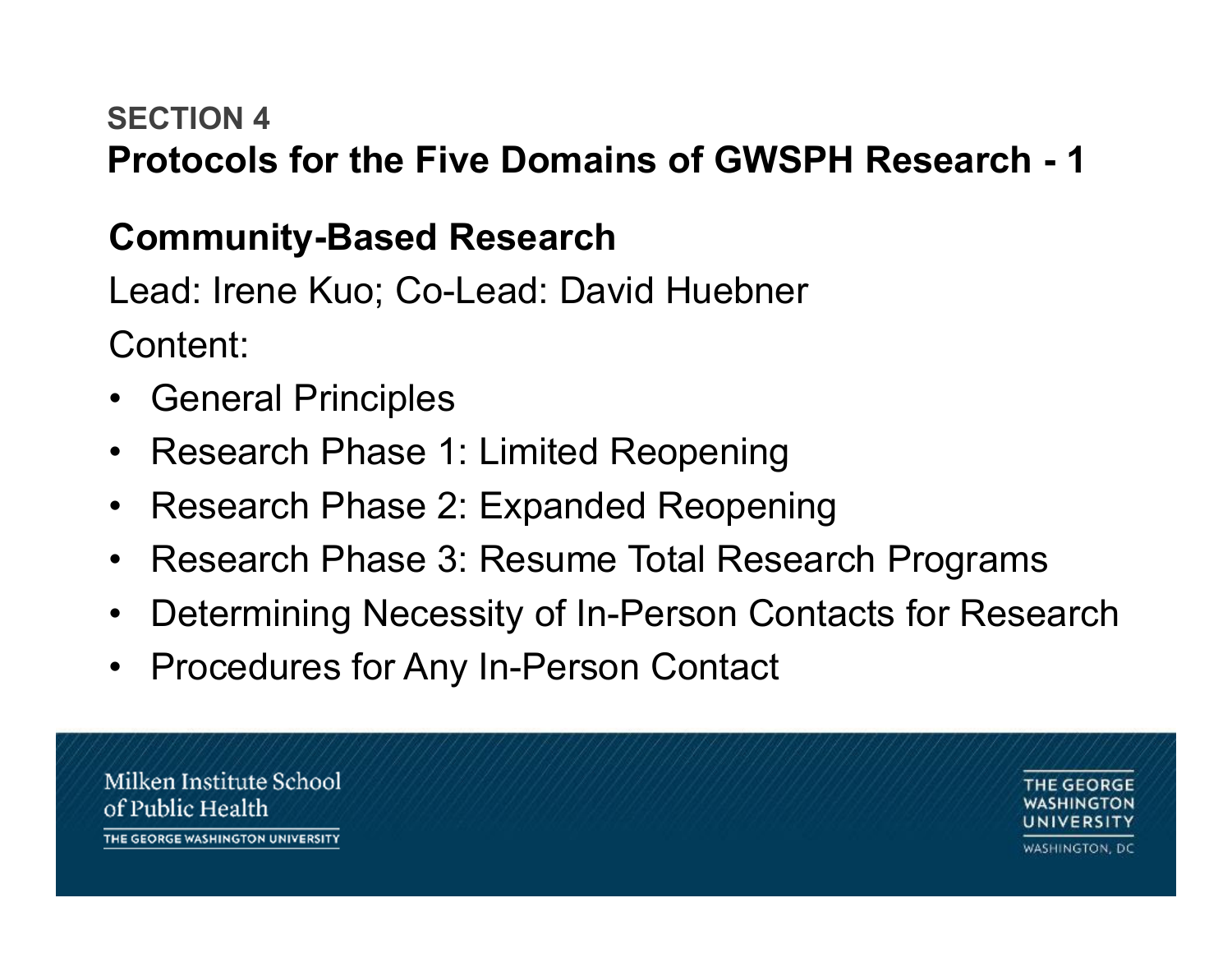SECTION 4

## Protocols for the Five Domains of GWSPH Research - 1

### Community-Based Research

Lead: Irene Kuo; Co-Lead: David Huebner

Content:

- General Principles
- Research Phase 1: Limited Reopening
- Research Phase 2: Expanded Reopening
- Research Phase 3: Resume Total Research Programs
- Determining Necessity of In-Person Contacts for Research
- Procedures for Any In-Person Contact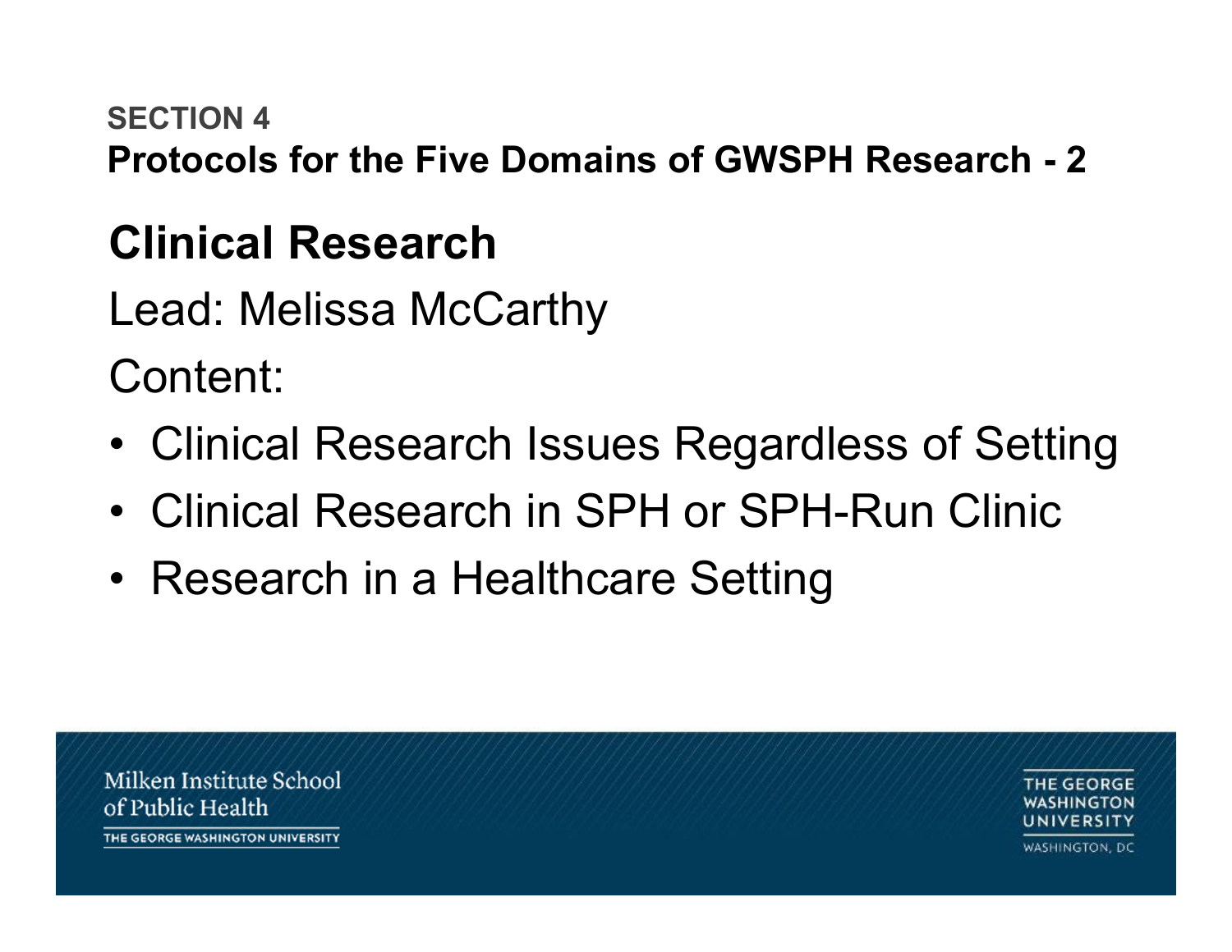**SECTION 4**

**Protocols for the Five Domains of GWSPH Research - 2**

## Clinical Research

Lead: Melissa McCarthy

Content:

- Clinical Research Issues Regardless of Setting
- Clinical Research in SPH or SPH-Run Clinic
- Research in a Healthcare Setting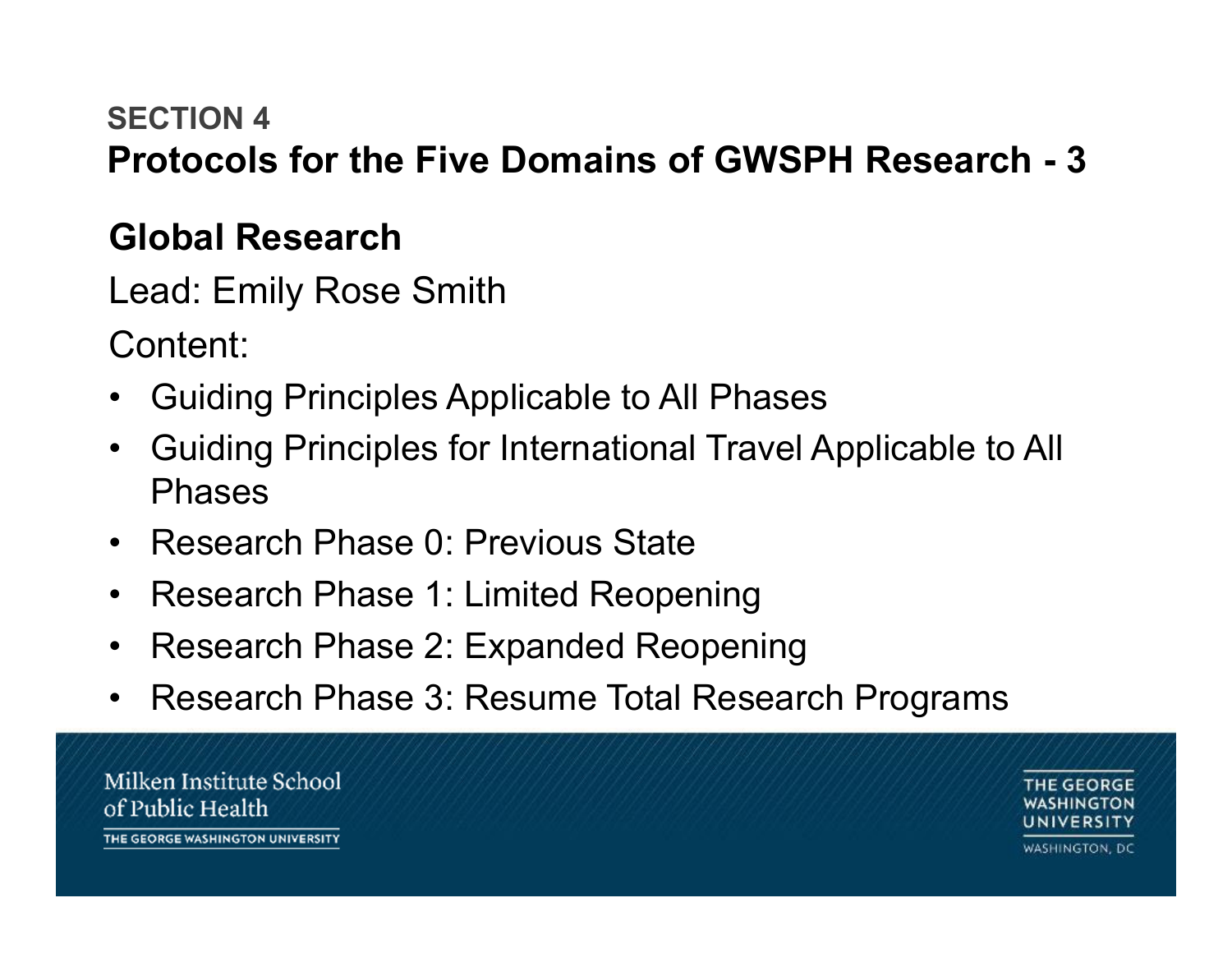SECTION 4

## Protocols for the Five Domains of GWSPH Research - 3

### Global Research

Lead: Emily Rose Smith

Content:

- Guiding Principles Applicable to All Phases
- Guiding Principles for International Travel Applicable to All Phases
- Research Phase 0: Previous State
- Research Phase 1: Limited Reopening
- Research Phase 2: Expanded Reopening
- Research Phase 3: Resume Total Research Programs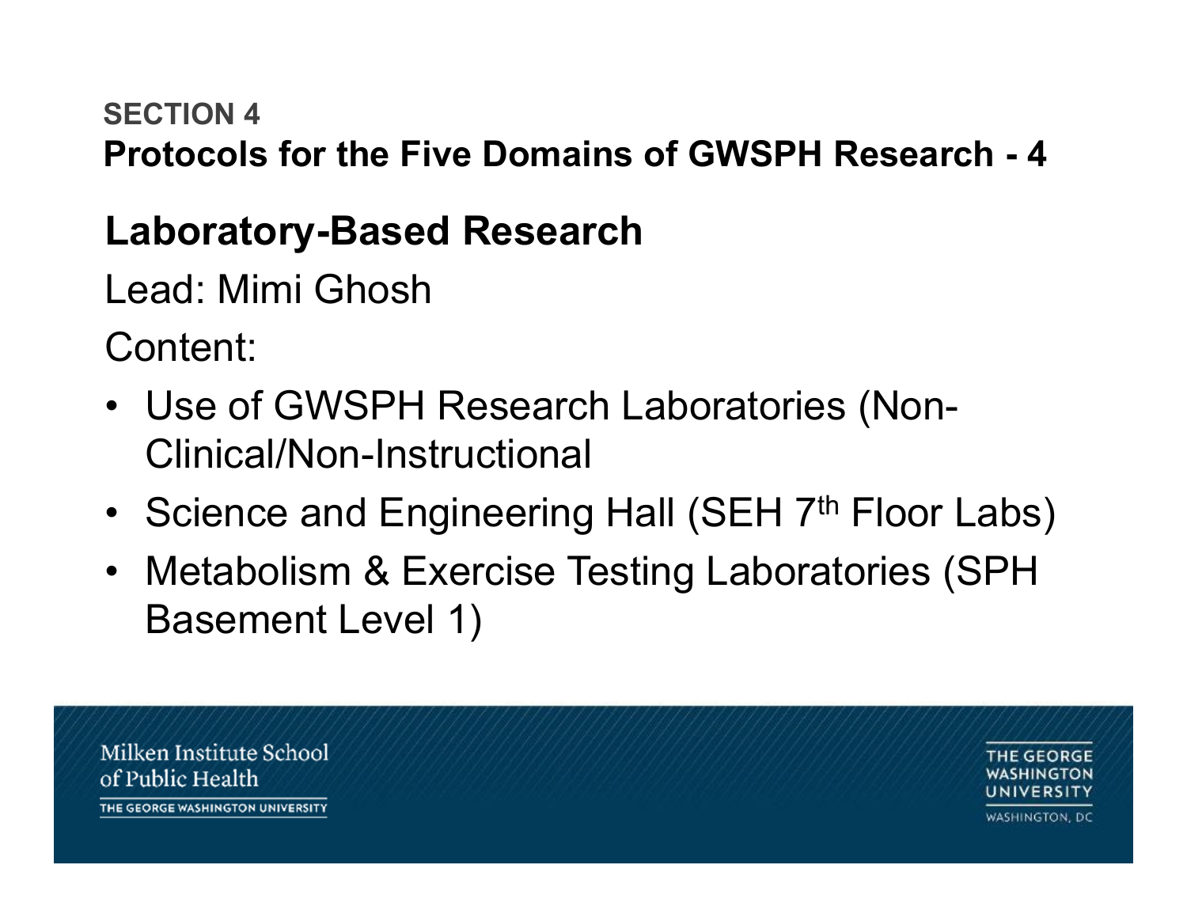**SECTION 4**

## Protocols for the Five Domains of GWSPH Research - 4

### Laboratory-Based Research

Lead: Mimi Ghosh

Content:

- Use of GWSPH Research Laboratories (Non-Clinical/Non-Instructional
- Science and Engineering Hall (SEH 7th Floor Labs)
- Metabolism & Exercise Testing Laboratories (SPH Basement Level 1)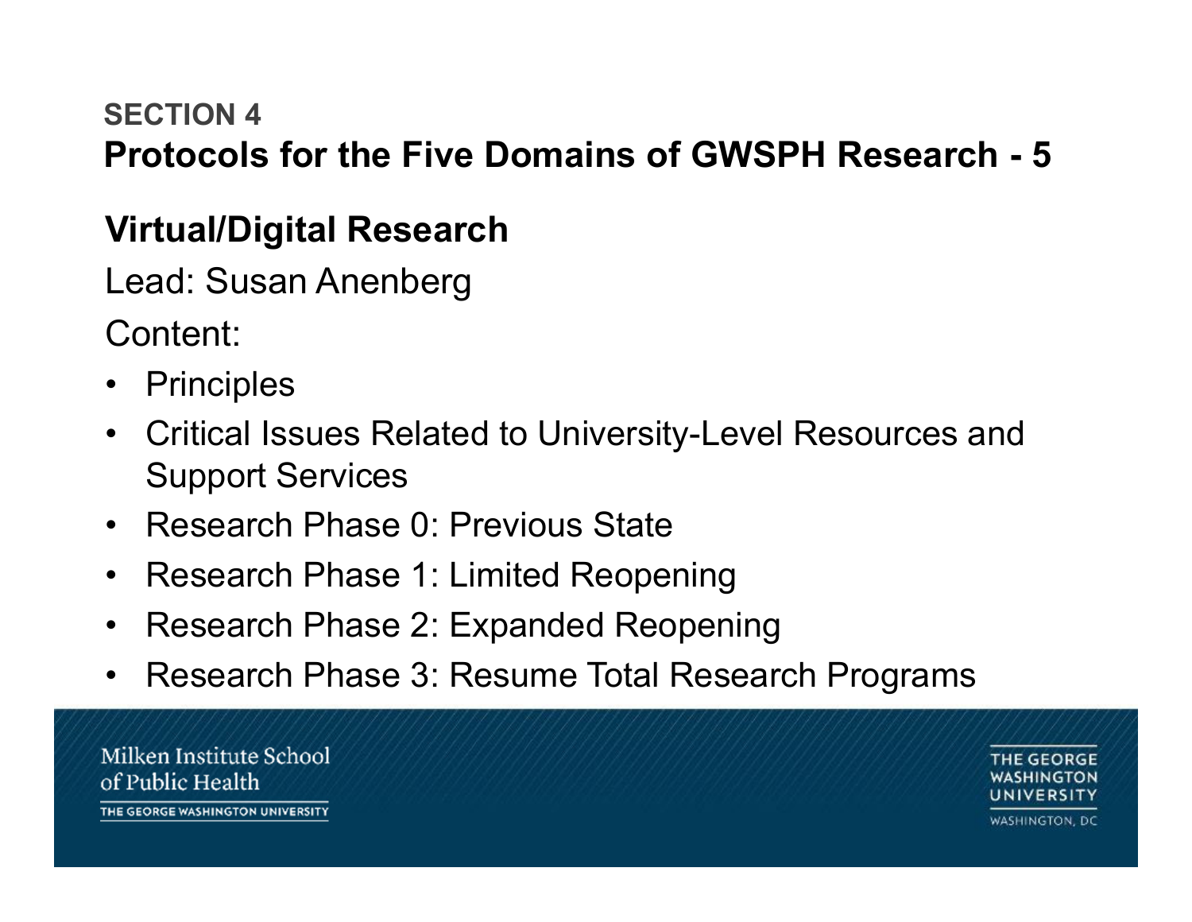## SECTION 4

## Protocols for the Five Domains of GWSPH Research - 5

### Virtual/Digital Research

Lead: Susan Anenberg

Content:

- Principles
- Critical Issues Related to University-Level Resources and Support Services
- Research Phase 0: Previous State
- Research Phase 1: Limited Reopening
- Research Phase 2: Expanded Reopening
- Research Phase 3: Resume Total Research Programs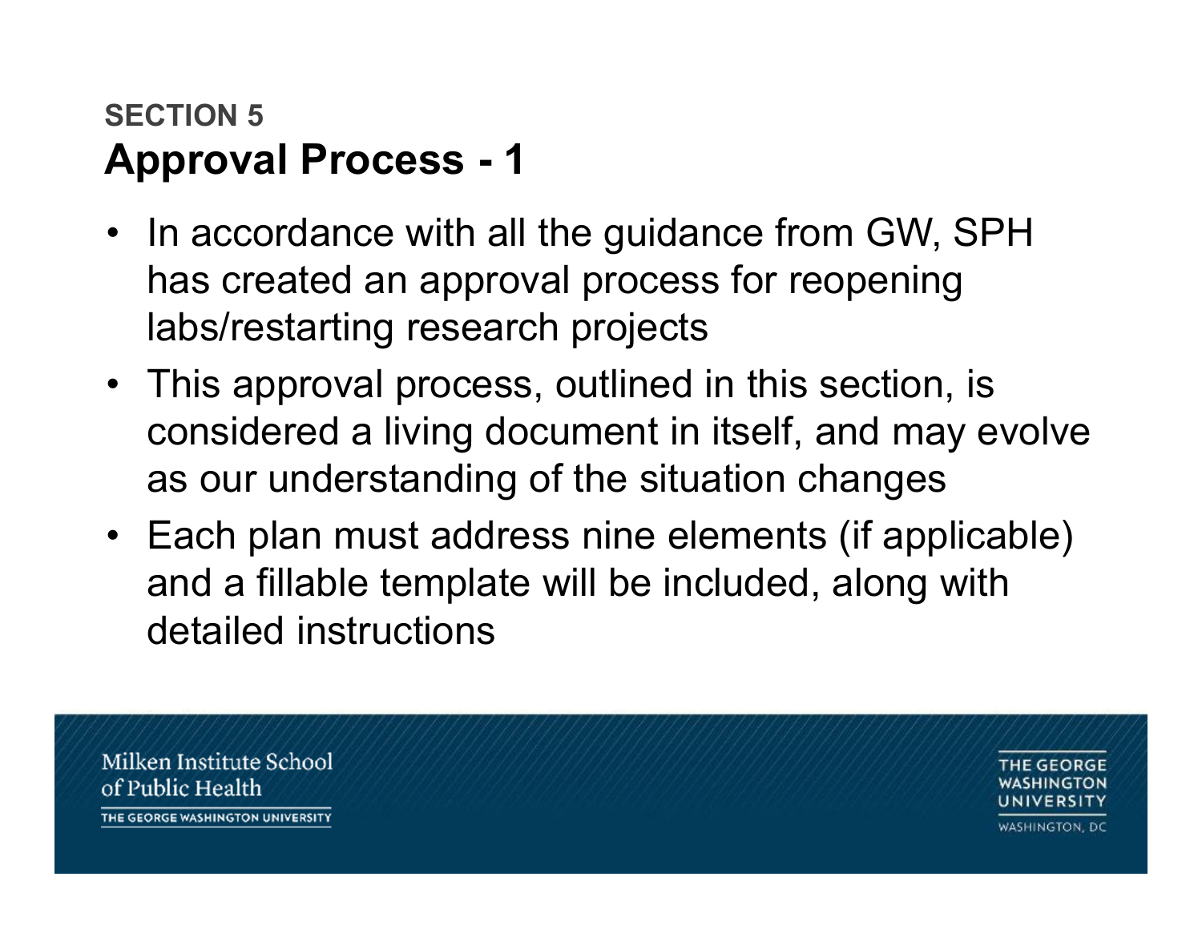SECTION 5

## Approval Process - 1

- In accordance with all the guidance from GW, SPH has created an approval process for reopening labs/restarting research projects
- This approval process, outlined in this section, is considered a living document in itself, and may evolve as our understanding of the situation changes
- Each plan must address nine elements (if applicable) and a fillable template will be included, along with detailed instructions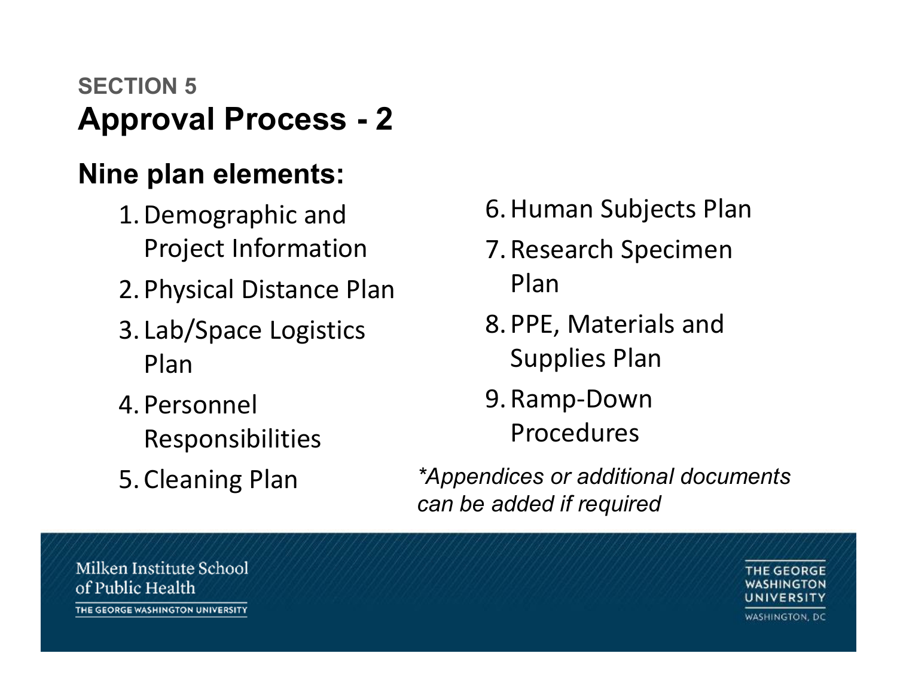SECTION 5

# Approval Process - 2

## Nine plan elements:

1. Demographic and Project Information
2. Physical Distance Plan
3. Lab/Space Logistics Plan
4. Personnel Responsibilities
5. Cleaning Plan
6. Human Subjects Plan
7. Research Specimen Plan
8. PPE, Materials and Supplies Plan
9. Ramp-Down Procedures

*\*Appendices or additional documents can be added if required*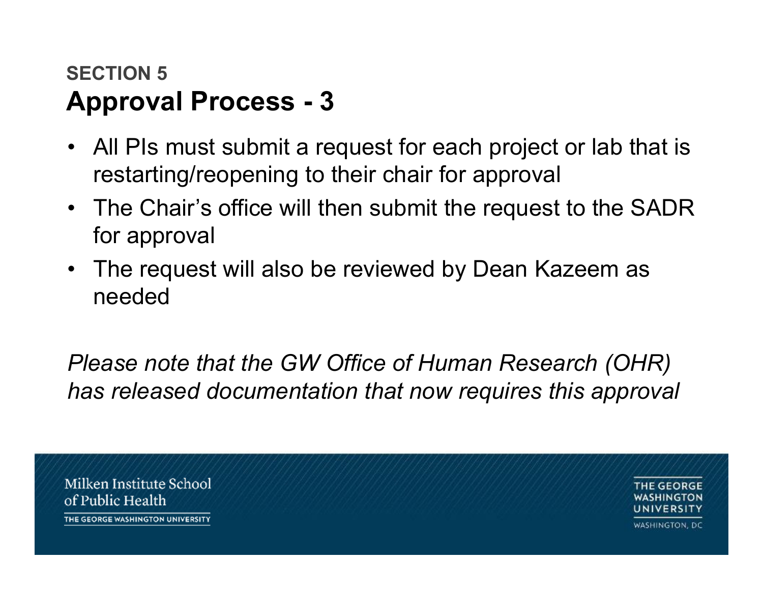SECTION 5

# Approval Process - 3

- All PIs must submit a request for each project or lab that is restarting/reopening to their chair for approval
- The Chair's office will then submit the request to the SADR for approval
- The request will also be reviewed by Dean Kazeem as needed

*Please note that the GW Office of Human Research (OHR) has released documentation that now requires this approval*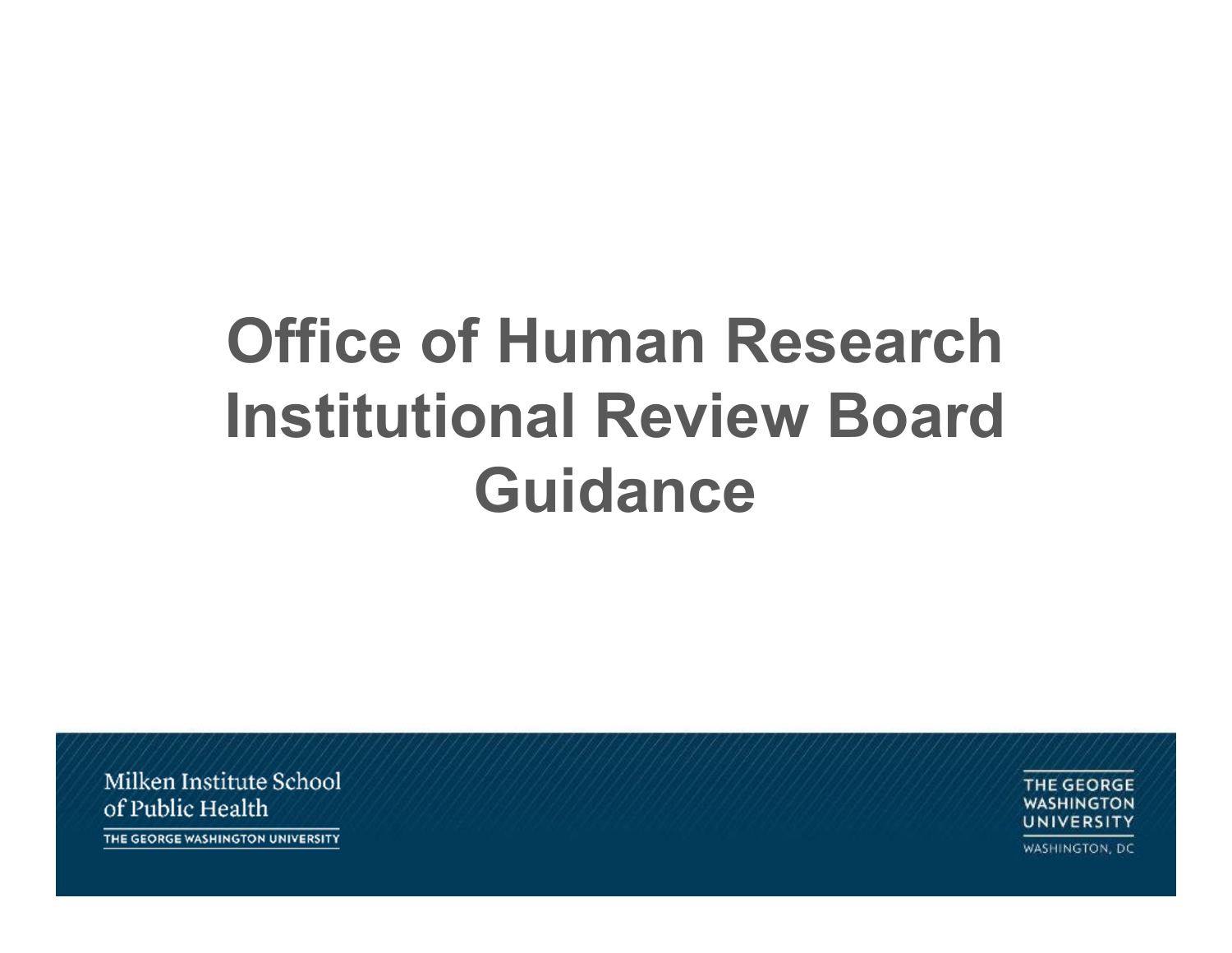# Office of Human Research Institutional Review Board Guidance

Milken Institute School of Public Health
THE GEORGE WASHINGTON UNIVERSITY

THE GEORGE WASHINGTON UNIVERSITY
WASHINGTON, DC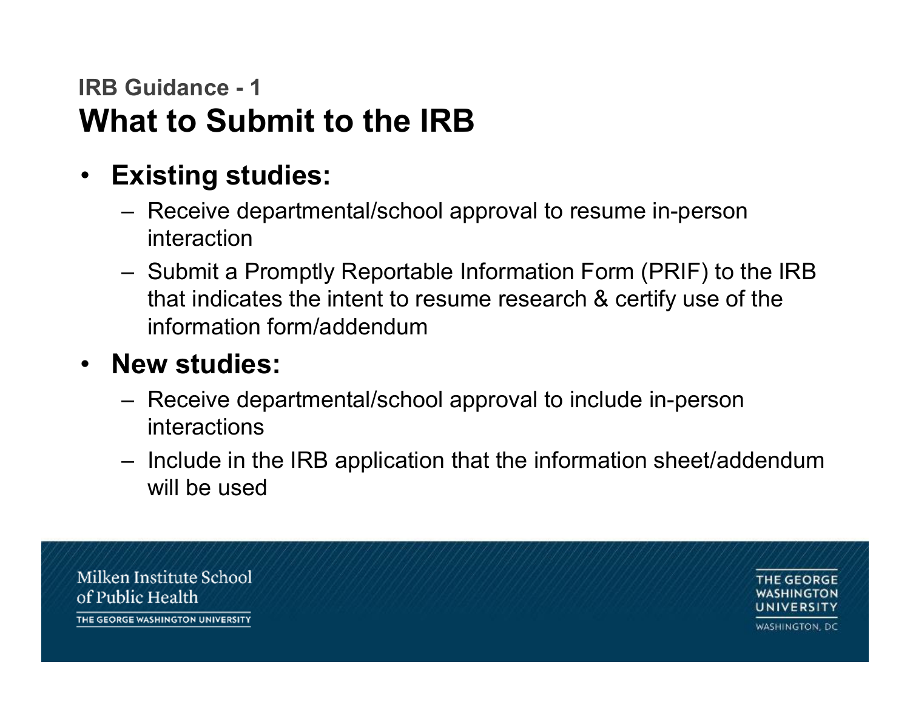IRB Guidance - 1

# What to Submit to the IRB

- **Existing studies:**
  - Receive departmental/school approval to resume in-person interaction
  - Submit a Promptly Reportable Information Form (PRIF) to the IRB that indicates the intent to resume research & certify use of the information form/addendum
- **New studies:**
  - Receive departmental/school approval to include in-person interactions
  - Include in the IRB application that the information sheet/addendum will be used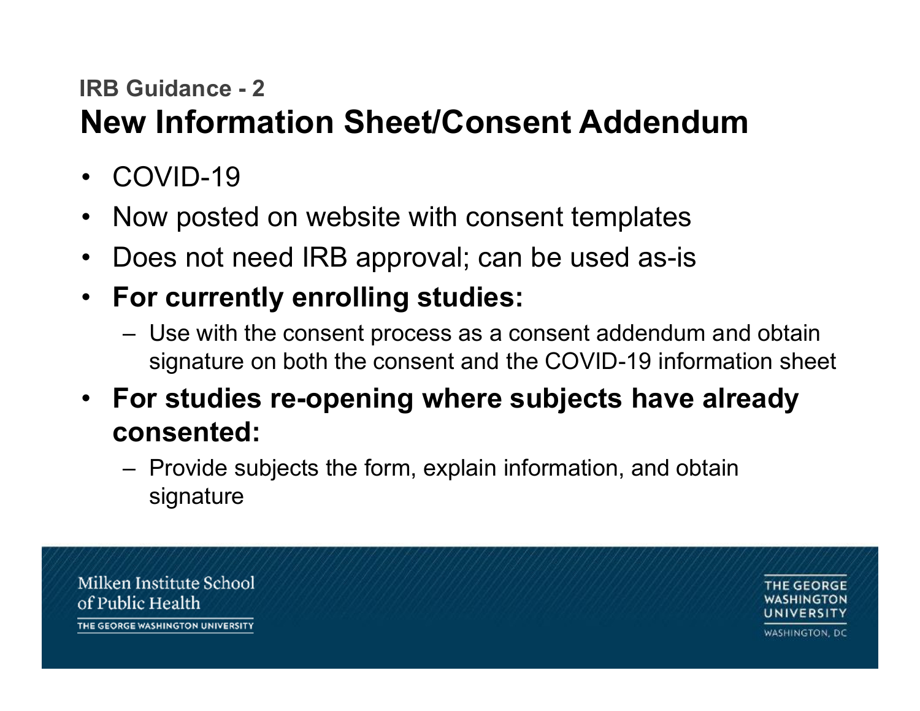### IRB Guidance - 2

## New Information Sheet/Consent Addendum

- COVID-19
- Now posted on website with consent templates
- Does not need IRB approval; can be used as-is
- **For currently enrolling studies:**
  - Use with the consent process as a consent addendum and obtain signature on both the consent and the COVID-19 information sheet
- **For studies re-opening where subjects have already consented:**
  - Provide subjects the form, explain information, and obtain signature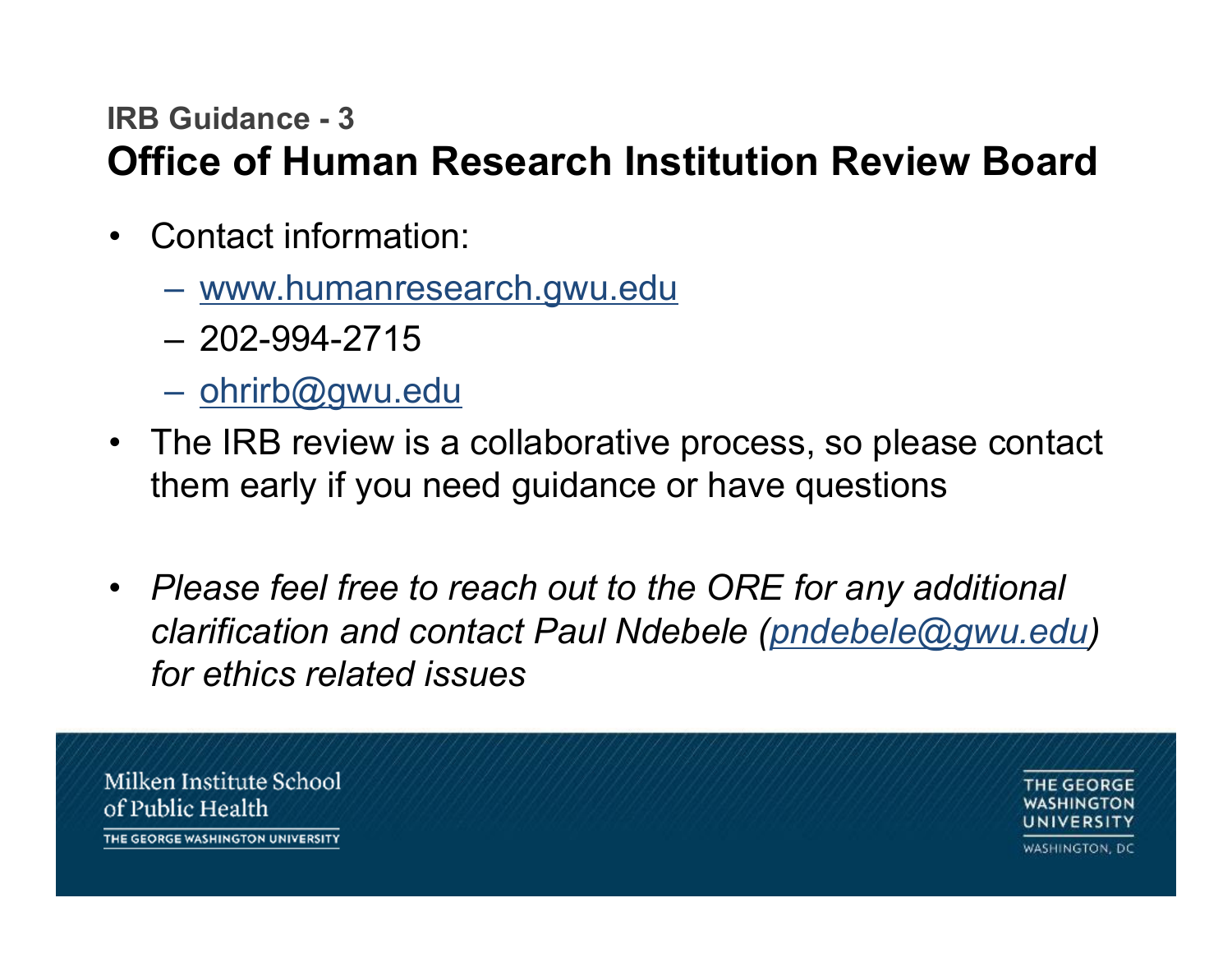### IRB Guidance - 3

## Office of Human Research Institution Review Board

- Contact information:
  - www.humanresearch.gwu.edu
  - 202-994-2715
  - ohrirb@gwu.edu
- The IRB review is a collaborative process, so please contact them early if you need guidance or have questions

- *Please feel free to reach out to the ORE for any additional clarification and contact Paul Ndebele (pndebele@gwu.edu) for ethics related issues*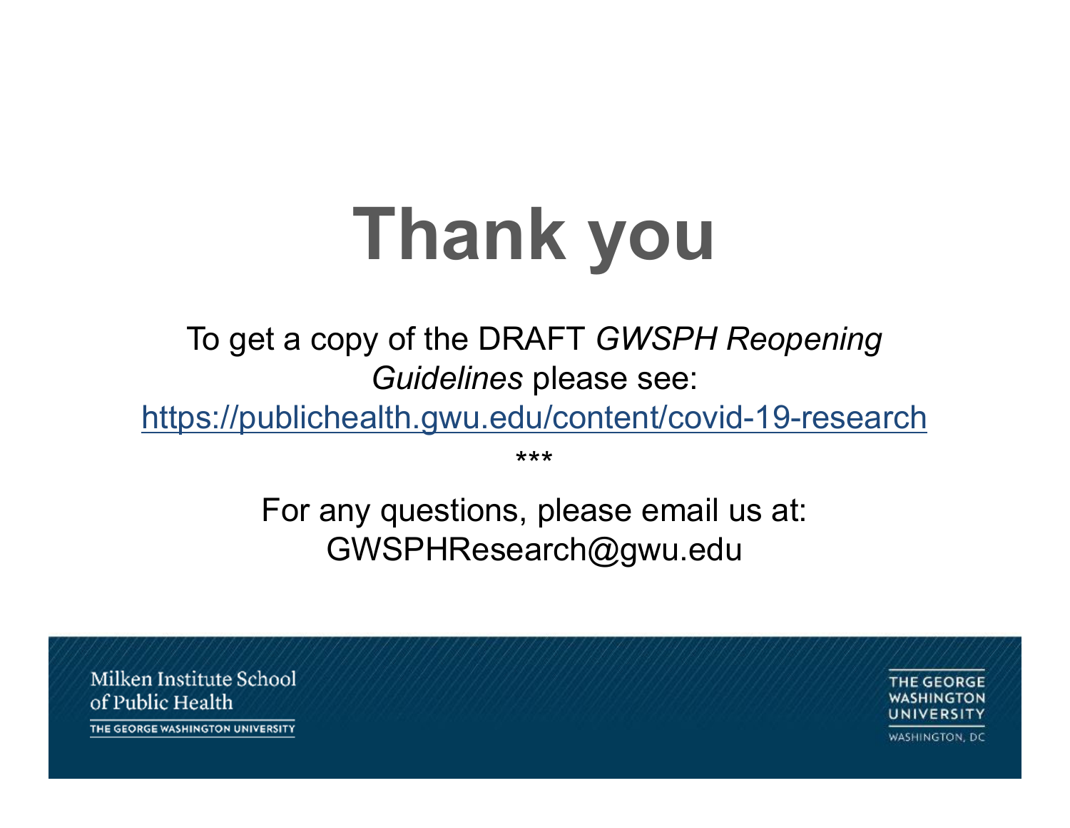# Thank you

To get a copy of the DRAFT *GWSPH Reopening Guidelines* please see:
https://publichealth.gwu.edu/content/covid-19-research

***

For any questions, please email us at:
GWSPHResearch@gwu.edu

Milken Institute School of Public Health
THE GEORGE WASHINGTON UNIVERSITY

THE GEORGE WASHINGTON UNIVERSITY
WASHINGTON, DC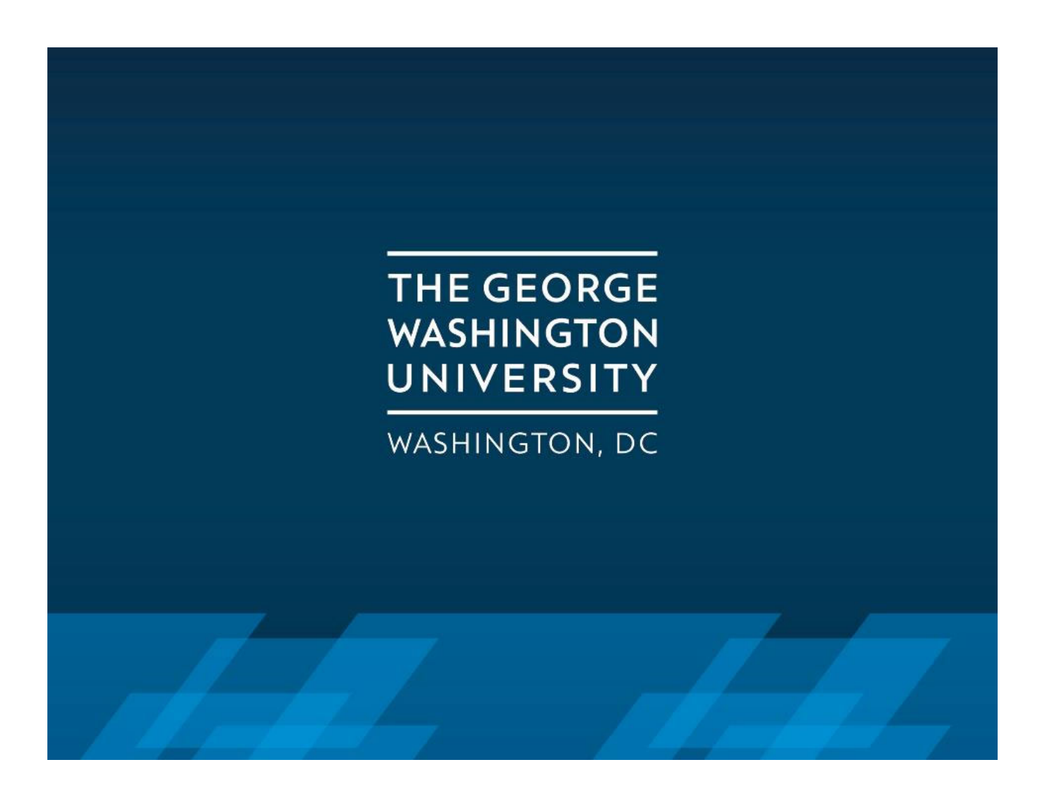THE GEORGE WASHINGTON UNIVERSITY

WASHINGTON, DC